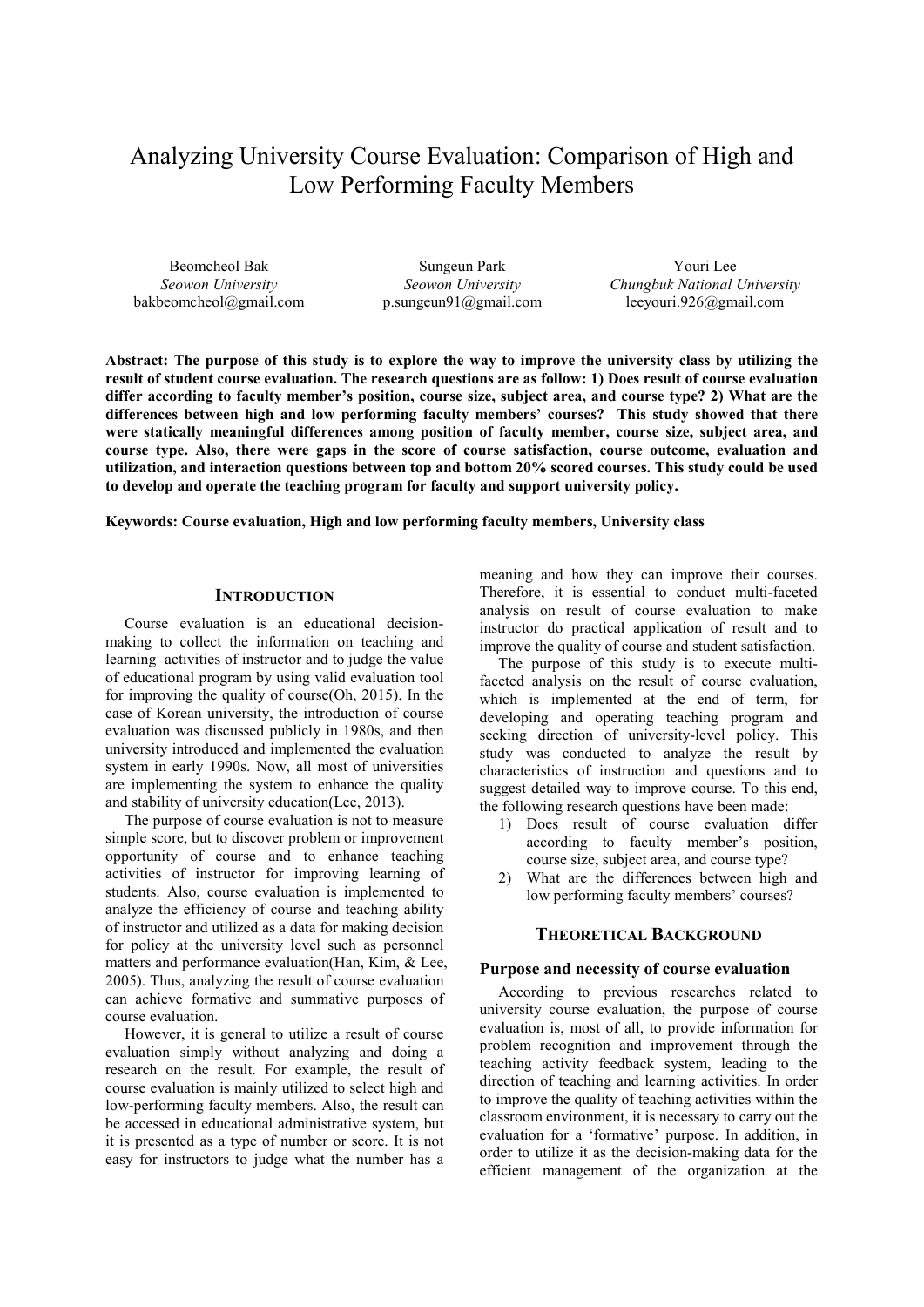# Analyzing University Course Evaluation: Comparison of High and Low Performing Faculty Members

Beomcheol Bak
*Seowon University*
bakbeomcheol@gmail.com

Sungeun Park
*Seowon University*
p.sungeun91@gmail.com

Youri Lee
*Chungbuk National University*
leeyouri.926@gmail.com

**Abstract: The purpose of this study is to explore the way to improve the university class by utilizing the result of student course evaluation. The research questions are as follow: 1) Does result of course evaluation differ according to faculty member's position, course size, subject area, and course type? 2) What are the differences between high and low performing faculty members' courses? This study showed that there were statically meaningful differences among position of faculty member, course size, subject area, and course type. Also, there were gaps in the score of course satisfaction, course outcome, evaluation and utilization, and interaction questions between top and bottom 20% scored courses. This study could be used to develop and operate the teaching program for faculty and support university policy.**

**Keywords: Course evaluation, High and low performing faculty members, University class**

## INTRODUCTION

Course evaluation is an educational decision-making to collect the information on teaching and learning activities of instructor and to judge the value of educational program by using valid evaluation tool for improving the quality of course(Oh, 2015). In the case of Korean university, the introduction of course evaluation was discussed publicly in 1980s, and then university introduced and implemented the evaluation system in early 1990s. Now, all most of universities are implementing the system to enhance the quality and stability of university education(Lee, 2013).

The purpose of course evaluation is not to measure simple score, but to discover problem or improvement opportunity of course and to enhance teaching activities of instructor for improving learning of students. Also, course evaluation is implemented to analyze the efficiency of course and teaching ability of instructor and utilized as a data for making decision for policy at the university level such as personnel matters and performance evaluation(Han, Kim, & Lee, 2005). Thus, analyzing the result of course evaluation can achieve formative and summative purposes of course evaluation.

However, it is general to utilize a result of course evaluation simply without analyzing and doing a research on the result. For example, the result of course evaluation is mainly utilized to select high and low-performing faculty members. Also, the result can be accessed in educational administrative system, but it is presented as a type of number or score. It is not easy for instructors to judge what the number has a meaning and how they can improve their courses. Therefore, it is essential to conduct multi-faceted analysis on result of course evaluation to make instructor do practical application of result and to improve the quality of course and student satisfaction.

The purpose of this study is to execute multi-faceted analysis on the result of course evaluation, which is implemented at the end of term, for developing and operating teaching program and seeking direction of university-level policy. This study was conducted to analyze the result by characteristics of instruction and questions and to suggest detailed way to improve course. To this end, the following research questions have been made:

1) Does result of course evaluation differ according to faculty member's position, course size, subject area, and course type?
2) What are the differences between high and low performing faculty members' courses?

## THEORETICAL BACKGROUND

### Purpose and necessity of course evaluation

According to previous researches related to university course evaluation, the purpose of course evaluation is, most of all, to provide information for problem recognition and improvement through the teaching activity feedback system, leading to the direction of teaching and learning activities. In order to improve the quality of teaching activities within the classroom environment, it is necessary to carry out the evaluation for a 'formative' purpose. In addition, in order to utilize it as the decision-making data for the efficient management of the organization at the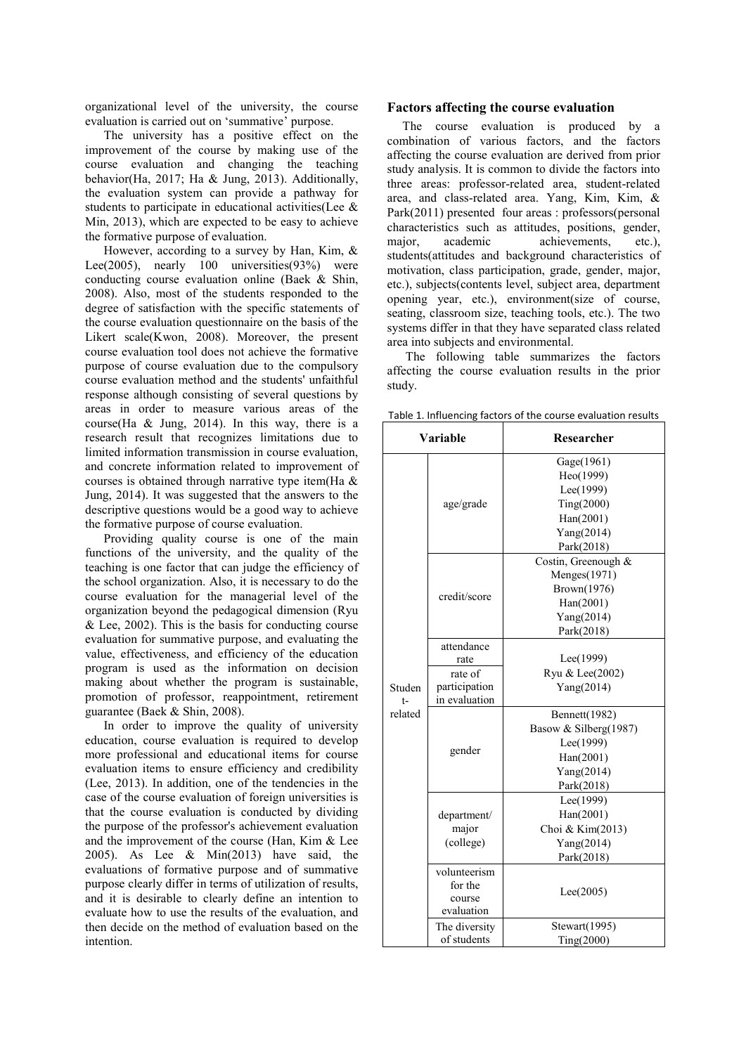organizational level of the university, the course evaluation is carried out on 'summative' purpose.

The university has a positive effect on the improvement of the course by making use of the course evaluation and changing the teaching behavior(Ha, 2017; Ha & Jung, 2013). Additionally, the evaluation system can provide a pathway for students to participate in educational activities(Lee & Min, 2013), which are expected to be easy to achieve the formative purpose of evaluation.

However, according to a survey by Han, Kim, & Lee(2005), nearly 100 universities(93%) were conducting course evaluation online (Baek & Shin, 2008). Also, most of the students responded to the degree of satisfaction with the specific statements of the course evaluation questionnaire on the basis of the Likert scale(Kwon, 2008). Moreover, the present course evaluation tool does not achieve the formative purpose of course evaluation due to the compulsory course evaluation method and the students' unfaithful response although consisting of several questions by areas in order to measure various areas of the course(Ha & Jung, 2014). In this way, there is a research result that recognizes limitations due to limited information transmission in course evaluation, and concrete information related to improvement of courses is obtained through narrative type item(Ha & Jung, 2014). It was suggested that the answers to the descriptive questions would be a good way to achieve the formative purpose of course evaluation.

Providing quality course is one of the main functions of the university, and the quality of the teaching is one factor that can judge the efficiency of the school organization. Also, it is necessary to do the course evaluation for the managerial level of the organization beyond the pedagogical dimension (Ryu & Lee, 2002). This is the basis for conducting course evaluation for summative purpose, and evaluating the value, effectiveness, and efficiency of the education program is used as the information on decision making about whether the program is sustainable, promotion of professor, reappointment, retirement guarantee (Baek & Shin, 2008).

In order to improve the quality of university education, course evaluation is required to develop more professional and educational items for course evaluation items to ensure efficiency and credibility (Lee, 2013). In addition, one of the tendencies in the case of the course evaluation of foreign universities is that the course evaluation is conducted by dividing the purpose of the professor's achievement evaluation and the improvement of the course (Han, Kim & Lee 2005). As Lee & Min(2013) have said, the evaluations of formative purpose and of summative purpose clearly differ in terms of utilization of results, and it is desirable to clearly define an intention to evaluate how to use the results of the evaluation, and then decide on the method of evaluation based on the intention.

## Factors affecting the course evaluation

The course evaluation is produced by a combination of various factors, and the factors affecting the course evaluation are derived from prior study analysis. It is common to divide the factors into three areas: professor-related area, student-related area, and class-related area. Yang, Kim, Kim, & Park(2011) presented four areas : professors(personal characteristics such as attitudes, positions, gender, major, academic achievements, etc.), students(attitudes and background characteristics of motivation, class participation, grade, gender, major, etc.), subjects(contents level, subject area, department opening year, etc.), environment(size of course, seating, classroom size, teaching tools, etc.). The two systems differ in that they have separated class related area into subjects and environmental.

The following table summarizes the factors affecting the course evaluation results in the prior study.

Table 1. Influencing factors of the course evaluation results

| Variable | | Researcher |
|---|---|---|
| Student-related | age/grade | Gage(1961)<br>Heo(1999)<br>Lee(1999)<br>Ting(2000)<br>Han(2001)<br>Yang(2014)<br>Park(2018) |
| | credit/score | Costin, Greenough & Menges(1971)<br>Brown(1976)<br>Han(2001)<br>Yang(2014)<br>Park(2018) |
| | attendance rate<br>rate of participation in evaluation | Lee(1999)<br>Ryu & Lee(2002)<br>Yang(2014) |
| | gender | Bennett(1982)<br>Basow & Silberg(1987)<br>Lee(1999)<br>Han(2001)<br>Yang(2014)<br>Park(2018) |
| | department/ major (college) | Lee(1999)<br>Han(2001)<br>Choi & Kim(2013)<br>Yang(2014)<br>Park(2018) |
| | volunteerism for the course evaluation | Lee(2005) |
| | The diversity of students | Stewart(1995)<br>Ting(2000) |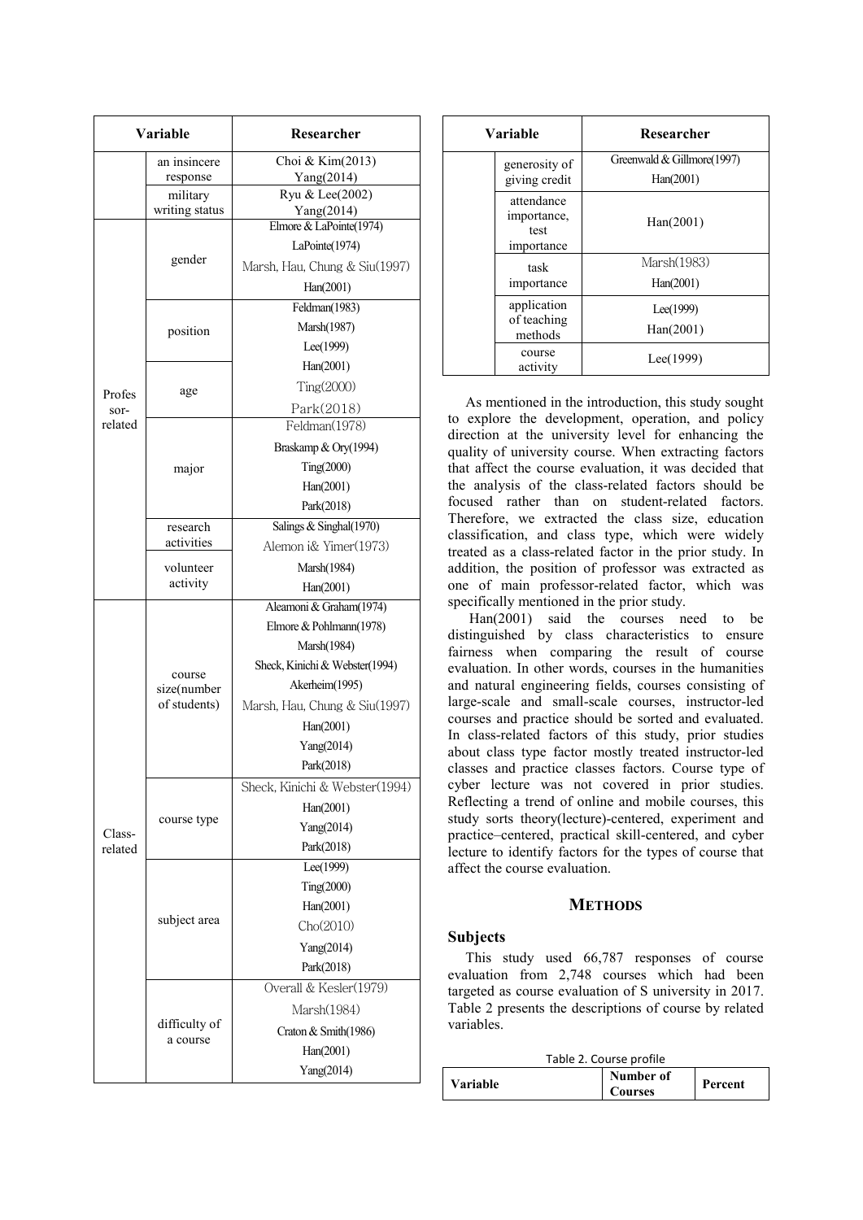| Variable | | Researcher |
|---|---|---|
| | an insincere response | Choi & Kim(2013)<br>Yang(2014) |
| | military writing status | Ryu & Lee(2002)<br>Yang(2014) |
| Profes sor-related | gender | Elmore & LaPointe(1974)<br>LaPointe(1974)<br>Marsh, Hau, Chung & Siu(1997)<br>Han(2001) |
| | position | Feldman(1983)<br>Marsh(1987)<br>Lee(1999)<br>Han(2001) |
| | age | Ting(2000)<br>Park(2018) |
| | major | Feldman(1978)<br>Braskamp & Ory(1994)<br>Ting(2000)<br>Han(2001)<br>Park(2018) |
| | research activities | Salings & Singhal(1970)<br>Alemon i& Yimer(1973) |
| | volunteer activity | Marsh(1984)<br>Han(2001) |
| Class-related | course size(number of students) | Aleamoni & Graham(1974)<br>Elmore & Pohlmann(1978)<br>Marsh(1984)<br>Sheck, Kinichi & Webster(1994)<br>Akerheim(1995)<br>Marsh, Hau, Chung & Siu(1997)<br>Han(2001)<br>Yang(2014)<br>Park(2018) |
| | course type | Sheck, Kinichi & Webster(1994)<br>Han(2001)<br>Yang(2014)<br>Park(2018) |
| | subject area | Lee(1999)<br>Ting(2000)<br>Han(2001)<br>Cho(2010)<br>Yang(2014)<br>Park(2018) |
| | difficulty of a course | Overall & Kesler(1979)<br>Marsh(1984)<br>Craton & Smith(1986)<br>Han(2001)<br>Yang(2014) |
| | generosity of giving credit | Greenwald & Gillmore(1997)<br>Han(2001) |
| | attendance importance, test importance | Han(2001) |
| | task importance | Marsh(1983)<br>Han(2001) |
| | application of teaching methods | Lee(1999)<br>Han(2001) |
| | course activity | Lee(1999) |

As mentioned in the introduction, this study sought to explore the development, operation, and policy direction at the university level for enhancing the quality of university course. When extracting factors that affect the course evaluation, it was decided that the analysis of the class-related factors should be focused rather than on student-related factors. Therefore, we extracted the class size, education classification, and class type, which were widely treated as a class-related factor in the prior study. In addition, the position of professor was extracted as one of main professor-related factor, which was specifically mentioned in the prior study.

Han(2001) said the courses need to be distinguished by class characteristics to ensure fairness when comparing the result of course evaluation. In other words, courses in the humanities and natural engineering fields, courses consisting of large-scale and small-scale courses, instructor-led courses and practice should be sorted and evaluated. In class-related factors of this study, prior studies about class type factor mostly treated instructor-led classes and practice classes factors. Course type of cyber lecture was not covered in prior studies. Reflecting a trend of online and mobile courses, this study sorts theory(lecture)-centered, experiment and practice–centered, practical skill-centered, and cyber lecture to identify factors for the types of course that affect the course evaluation.

## METHODS

### Subjects

This study used 66,787 responses of course evaluation from 2,748 courses which had been targeted as course evaluation of S university in 2017. Table 2 presents the descriptions of course by related variables.

Table 2. Course profile

| Variable | Number of Courses | Percent |
|---|---|---|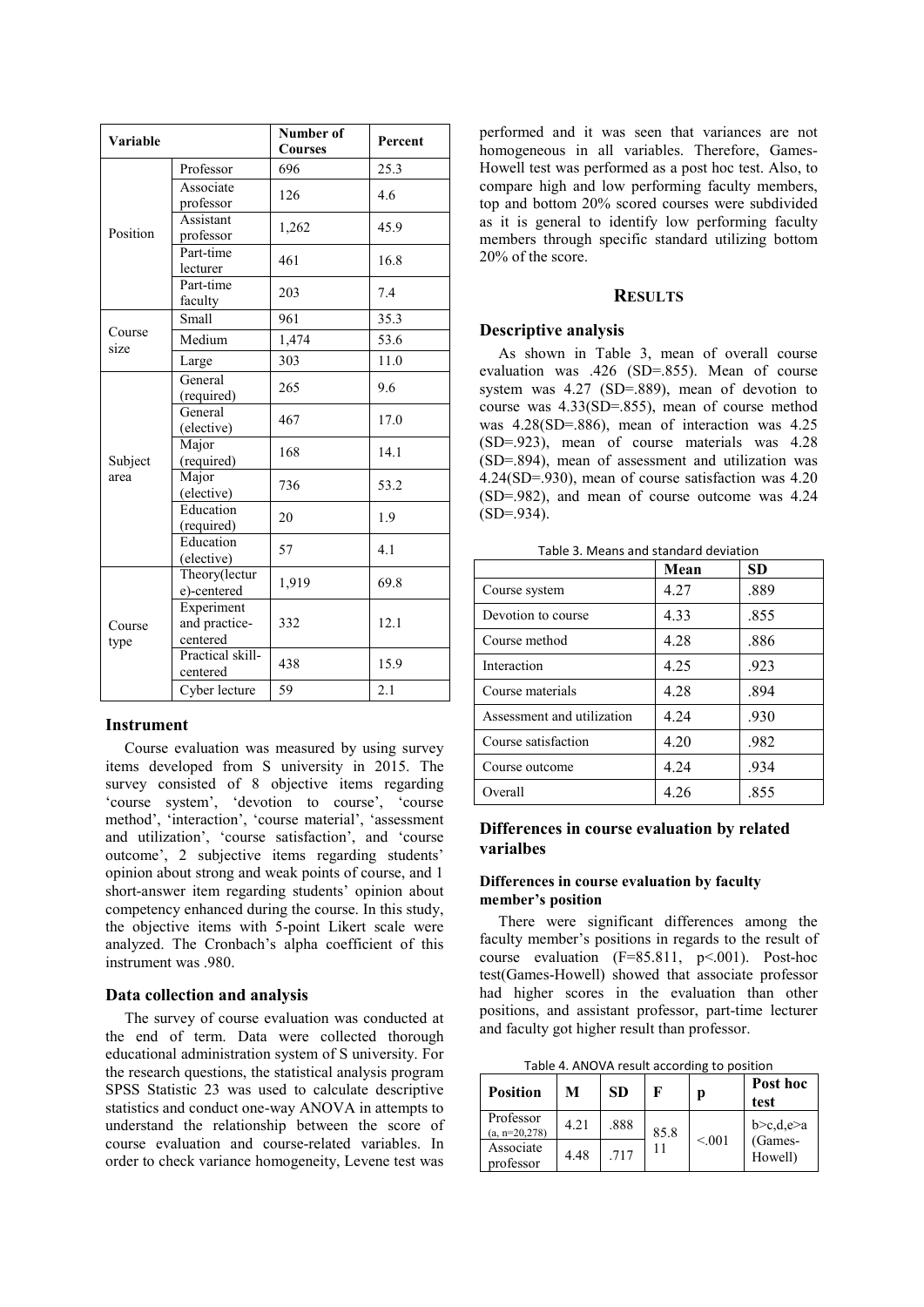| Variable | | Number of Courses | Percent |
|---|---|---|---|
| Position | Professor | 696 | 25.3 |
| | Associate professor | 126 | 4.6 |
| | Assistant professor | 1,262 | 45.9 |
| | Part-time lecturer | 461 | 16.8 |
| | Part-time faculty | 203 | 7.4 |
| Course size | Small | 961 | 35.3 |
| | Medium | 1,474 | 53.6 |
| | Large | 303 | 11.0 |
| Subject area | General (required) | 265 | 9.6 |
| | General (elective) | 467 | 17.0 |
| | Major (required) | 168 | 14.1 |
| | Major (elective) | 736 | 53.2 |
| | Education (required) | 20 | 1.9 |
| | Education (elective) | 57 | 4.1 |
| Course type | Theory(lecture)-centered | 1,919 | 69.8 |
| | Experiment and practice-centered | 332 | 12.1 |
| | Practical skill-centered | 438 | 15.9 |
| | Cyber lecture | 59 | 2.1 |

### Instrument

Course evaluation was measured by using survey items developed from S university in 2015. The survey consisted of 8 objective items regarding 'course system', 'devotion to course', 'course method', 'interaction', 'course material', 'assessment and utilization', 'course satisfaction', and 'course outcome', 2 subjective items regarding students' opinion about strong and weak points of course, and 1 short-answer item regarding students' opinion about competency enhanced during the course. In this study, the objective items with 5-point Likert scale were analyzed. The Cronbach's alpha coefficient of this instrument was .980.

### Data collection and analysis

The survey of course evaluation was conducted at the end of term. Data were collected thorough educational administration system of S university. For the research questions, the statistical analysis program SPSS Statistic 23 was used to calculate descriptive statistics and conduct one-way ANOVA in attempts to understand the relationship between the score of course evaluation and course-related variables. In order to check variance homogeneity, Levene test was performed and it was seen that variances are not homogeneous in all variables. Therefore, Games-Howell test was performed as a post hoc test. Also, to compare high and low performing faculty members, top and bottom 20% scored courses were subdivided as it is general to identify low performing faculty members through specific standard utilizing bottom 20% of the score.

## RESULTS

### Descriptive analysis

As shown in Table 3, mean of overall course evaluation was .426 (SD=.855). Mean of course system was 4.27 (SD=.889), mean of devotion to course was 4.33(SD=.855), mean of course method was 4.28(SD=.886), mean of interaction was 4.25 (SD=.923), mean of course materials was 4.28 (SD=.894), mean of assessment and utilization was 4.24(SD=.930), mean of course satisfaction was 4.20 (SD=.982), and mean of course outcome was 4.24 (SD=.934).

Table 3. Means and standard deviation

| | Mean | SD |
|---|---|---|
| Course system | 4.27 | .889 |
| Devotion to course | 4.33 | .855 |
| Course method | 4.28 | .886 |
| Interaction | 4.25 | .923 |
| Course materials | 4.28 | .894 |
| Assessment and utilization | 4.24 | .930 |
| Course satisfaction | 4.20 | .982 |
| Course outcome | 4.24 | .934 |
| Overall | 4.26 | .855 |

### Differences in course evaluation by related varialbes

#### Differences in course evaluation by faculty member's position

There were significant differences among the faculty member's positions in regards to the result of course evaluation ($F=85.811$, $p<.001$). Post-hoc test(Games-Howell) showed that associate professor had higher scores in the evaluation than other positions, and assistant professor, part-time lecturer and faculty got higher result than professor.

Table 4. ANOVA result according to position

| Position | M | SD | F | p | Post hoc test |
|---|---|---|---|---|---|
| Professor (a, n=20,278) | 4.21 | .888 | 85.811 | <.001 | b>c,d,e>a (Games-Howell) |
| Associate professor | 4.48 | .717 | | | |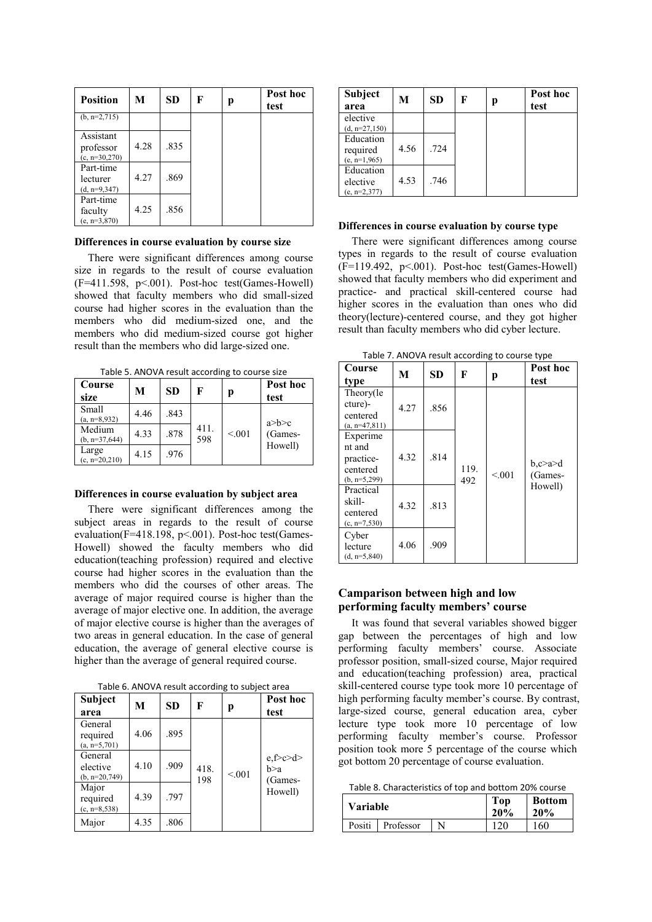| Position | M | SD | F | p | Post hoc test |
|---|---|---|---|---|---|
| (b, n=2,715) | | | | | |
| Assistant professor (c, n=30,270) | 4.28 | .835 | | | |
| Part-time lecturer (d, n=9,347) | 4.27 | .869 | | | |
| Part-time faculty (e, n=3,870) | 4.25 | .856 | | | |

**Differences in course evaluation by course size**

There were significant differences among course size in regards to the result of course evaluation ($F=411.598$, $p<.001$). Post-hoc test(Games-Howell) showed that faculty members who did small-sized course had higher scores in the evaluation than the members who did medium-sized one, and the members who did medium-sized course got higher result than the members who did large-sized one.

Table 5. ANOVA result according to course size

| Course size | M | SD | F | p | Post hoc test |
|---|---|---|---|---|---|
| Small (a, n=8,932) | 4.46 | .843 | 411.598 | <.001 | a>b>c (Games-Howell) |
| Medium (b, n=37,644) | 4.33 | .878 | | | |
| Large (c, n=20,210) | 4.15 | .976 | | | |

**Differences in course evaluation by subject area**

There were significant differences among the subject areas in regards to the result of course evaluation($F=418.198$, $p<.001$). Post-hoc test(Games-Howell) showed the faculty members who did education(teaching profession) required and elective course had higher scores in the evaluation than the members who did the courses of other areas. The average of major required course is higher than the average of major elective one. In addition, the average of major elective course is higher than the averages of two areas in general education. In the case of general education, the average of general elective course is higher than the average of general required course.

Table 6. ANOVA result according to subject area

| Subject area | M | SD | F | p | Post hoc test |
|---|---|---|---|---|---|
| General required (a, n=5,701) | 4.06 | .895 | 418.198 | <.001 | e,f>c>d> b>a (Games-Howell) |
| General elective (b, n=20,749) | 4.10 | .909 | | | |
| Major required (c, n=8,538) | 4.39 | .797 | | | |
| Major elective (d, n=27,150) | 4.35 | .806 | | | |
| Education required (e, n=1,965) | 4.56 | .724 | | | |
| Education elective (e, n=2,377) | 4.53 | .746 | | | |

**Differences in course evaluation by course type**

There were significant differences among course types in regards to the result of course evaluation ($F=119.492$, $p<.001$). Post-hoc test(Games-Howell) showed that faculty members who did experiment and practice- and practical skill-centered course had higher scores in the evaluation than ones who did theory(lecture)-centered course, and they got higher result than faculty members who did cyber lecture.

Table 7. ANOVA result according to course type

| Course type | M | SD | F | p | Post hoc test |
|---|---|---|---|---|---|
| Theory(lecture)-centered (a, n=47,811) | 4.27 | .856 | 119.492 | <.001 | b,c>a>d (Games-Howell) |
| Experiment and practice-centered (b, n=5,299) | 4.32 | .814 | | | |
| Practical skill-centered (c, n=7,530) | 4.32 | .813 | | | |
| Cyber lecture (d, n=5,840) | 4.06 | .909 | | | |

## Camparison between high and low performing faculty members' course

It was found that several variables showed bigger gap between the percentages of high and low performing faculty members' course. Associate professor position, small-sized course, Major required and education(teaching profession) area, practical skill-centered course type took more 10 percentage of high performing faculty member's course. By contrast, large-sized course, general education area, cyber lecture type took more 10 percentage of low performing faculty member's course. Professor position took more 5 percentage of the course which got bottom 20 percentage of course evaluation.

Table 8. Characteristics of top and bottom 20% course

| Variable | | | Top 20% | Bottom 20% |
|---|---|---|---|---|
| Positi | Professor | N | 120 | 160 |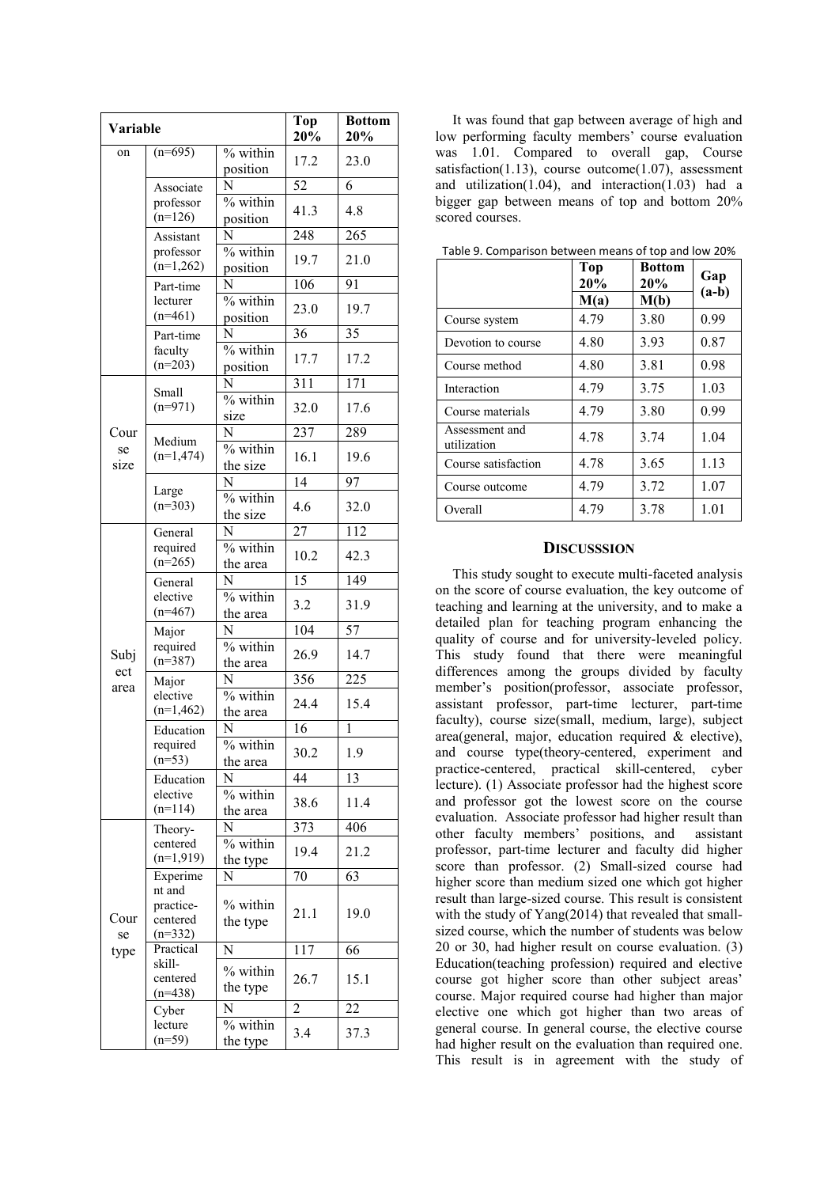| Variable | | | Top 20% | Bottom 20% |
|---|---|---|---|---|
| on | (n=695) | % within position | 17.2 | 23.0 |
| | Associate professor (n=126) | N | 52 | 6 |
| | | % within position | 41.3 | 4.8 |
| | Assistant professor (n=1,262) | N | 248 | 265 |
| | | % within position | 19.7 | 21.0 |
| | Part-time lecturer (n=461) | N | 106 | 91 |
| | | % within position | 23.0 | 19.7 |
| | Part-time faculty (n=203) | N | 36 | 35 |
| | | % within position | 17.7 | 17.2 |
| Course size | Small (n=971) | N | 311 | 171 |
| | | % within size | 32.0 | 17.6 |
| | Medium (n=1,474) | N | 237 | 289 |
| | | % within the size | 16.1 | 19.6 |
| | Large (n=303) | N | 14 | 97 |
| | | % within the size | 4.6 | 32.0 |
| Subject area | General required (n=265) | N | 27 | 112 |
| | | % within the area | 10.2 | 42.3 |
| | General elective (n=467) | N | 15 | 149 |
| | | % within the area | 3.2 | 31.9 |
| | Major required (n=387) | N | 104 | 57 |
| | | % within the area | 26.9 | 14.7 |
| | Major elective (n=1,462) | N | 356 | 225 |
| | | % within the area | 24.4 | 15.4 |
| | Education required (n=53) | N | 16 | 1 |
| | | % within the area | 30.2 | 1.9 |
| | Education elective (n=114) | N | 44 | 13 |
| | | % within the area | 38.6 | 11.4 |
| Course type | Theory-centered (n=1,919) | N | 373 | 406 |
| | | % within the type | 19.4 | 21.2 |
| | Experiment and practice-centered (n=332) | N | 70 | 63 |
| | | % within the type | 21.1 | 19.0 |
| | Practical skill-centered (n=438) | N | 117 | 66 |
| | | % within the type | 26.7 | 15.1 |
| | Cyber lecture (n=59) | N | 2 | 22 |
| | | % within the type | 3.4 | 37.3 |

It was found that gap between average of high and low performing faculty members' course evaluation was 1.01. Compared to overall gap, Course satisfaction(1.13), course outcome(1.07), assessment and utilization(1.04), and interaction(1.03) had a bigger gap between means of top and bottom 20% scored courses.

Table 9. Comparison between means of top and low 20%

| | Top 20% M(a) | Bottom 20% M(b) | Gap (a-b) |
|---|---|---|---|
| Course system | 4.79 | 3.80 | 0.99 |
| Devotion to course | 4.80 | 3.93 | 0.87 |
| Course method | 4.80 | 3.81 | 0.98 |
| Interaction | 4.79 | 3.75 | 1.03 |
| Course materials | 4.79 | 3.80 | 0.99 |
| Assessment and utilization | 4.78 | 3.74 | 1.04 |
| Course satisfaction | 4.78 | 3.65 | 1.13 |
| Course outcome | 4.79 | 3.72 | 1.07 |
| Overall | 4.79 | 3.78 | 1.01 |

## DISCUSSSION

This study sought to execute multi-faceted analysis on the score of course evaluation, the key outcome of teaching and learning at the university, and to make a detailed plan for teaching program enhancing the quality of course and for university-leveled policy. This study found that there were meaningful differences among the groups divided by faculty member's position(professor, associate professor, assistant professor, part-time lecturer, part-time faculty), course size(small, medium, large), subject area(general, major, education required & elective), and course type(theory-centered, experiment and practice-centered, practical skill-centered, cyber lecture). (1) Associate professor had the highest score and professor got the lowest score on the course evaluation. Associate professor had higher result than other faculty members' positions, and assistant professor, part-time lecturer and faculty did higher score than professor. (2) Small-sized course had higher score than medium sized one which got higher result than large-sized course. This result is consistent with the study of Yang(2014) that revealed that small-sized course, which the number of students was below 20 or 30, had higher result on course evaluation. (3) Education(teaching profession) required and elective course got higher score than other subject areas' course. Major required course had higher than major elective one which got higher than two areas of general course. In general course, the elective course had higher result on the evaluation than required one. This result is in agreement with the study of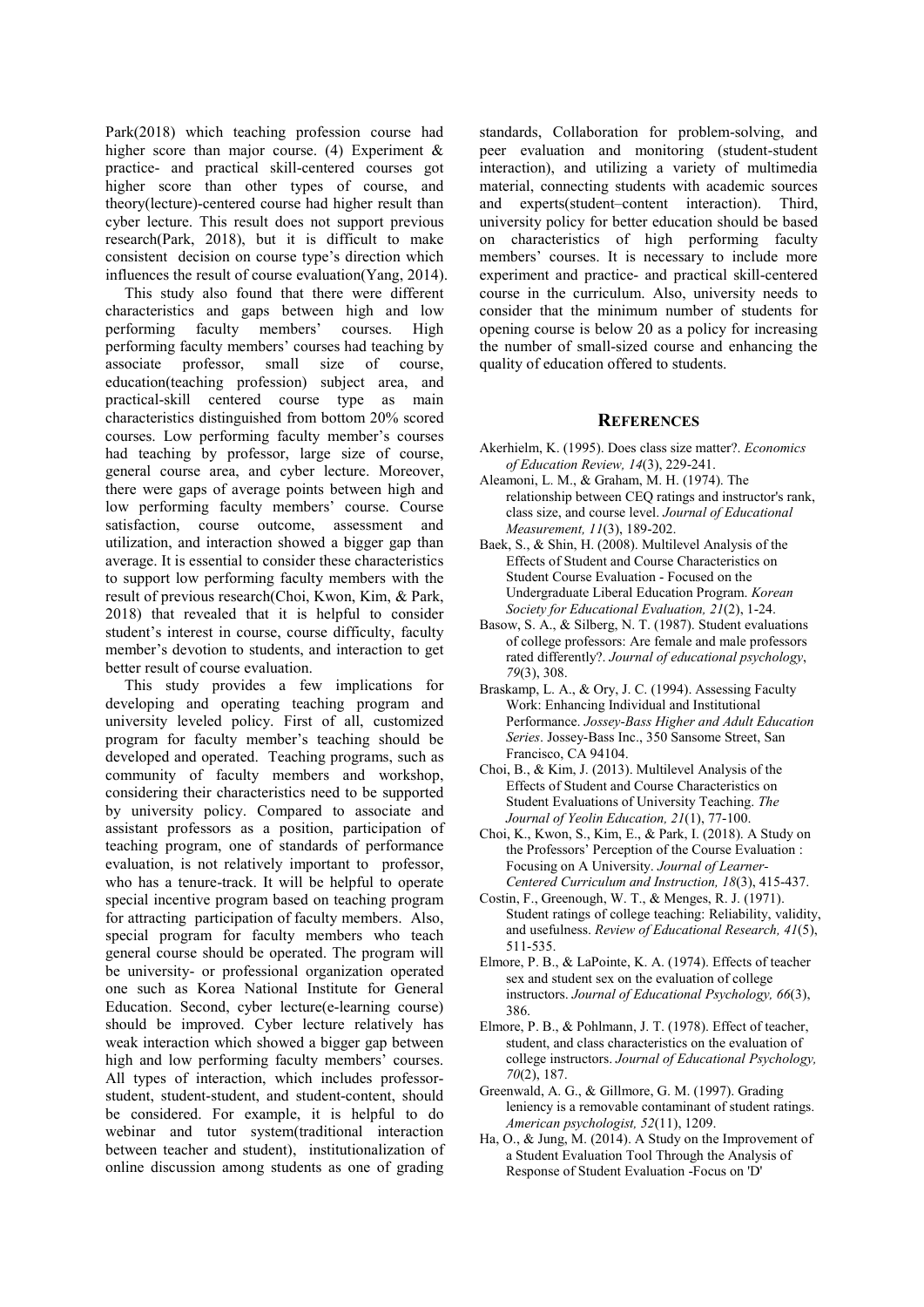Park(2018) which teaching profession course had higher score than major course. (4) Experiment & practice- and practical skill-centered courses got higher score than other types of course, and theory(lecture)-centered course had higher result than cyber lecture. This result does not support previous research(Park, 2018), but it is difficult to make consistent decision on course type's direction which influences the result of course evaluation(Yang, 2014).

This study also found that there were different characteristics and gaps between high and low performing faculty members' courses. High performing faculty members' courses had teaching by associate professor, small size of course, education(teaching profession) subject area, and practical-skill centered course type as main characteristics distinguished from bottom 20% scored courses. Low performing faculty member's courses had teaching by professor, large size of course, general course area, and cyber lecture. Moreover, there were gaps of average points between high and low performing faculty members' course. Course satisfaction, course outcome, assessment and utilization, and interaction showed a bigger gap than average. It is essential to consider these characteristics to support low performing faculty members with the result of previous research(Choi, Kwon, Kim, & Park, 2018) that revealed that it is helpful to consider student's interest in course, course difficulty, faculty member's devotion to students, and interaction to get better result of course evaluation.

This study provides a few implications for developing and operating teaching program and university leveled policy. First of all, customized program for faculty member's teaching should be developed and operated. Teaching programs, such as community of faculty members and workshop, considering their characteristics need to be supported by university policy. Compared to associate and assistant professors as a position, participation of teaching program, one of standards of performance evaluation, is not relatively important to professor, who has a tenure-track. It will be helpful to operate special incentive program based on teaching program for attracting participation of faculty members. Also, special program for faculty members who teach general course should be operated. The program will be university- or professional organization operated one such as Korea National Institute for General Education. Second, cyber lecture(e-learning course) should be improved. Cyber lecture relatively has weak interaction which showed a bigger gap between high and low performing faculty members' courses. All types of interaction, which includes professor-student, student-student, and student-content, should be considered. For example, it is helpful to do webinar and tutor system(traditional interaction between teacher and student), institutionalization of online discussion among students as one of grading standards, Collaboration for problem-solving, and peer evaluation and monitoring (student-student interaction), and utilizing a variety of multimedia material, connecting students with academic sources and experts(student–content interaction). Third, university policy for better education should be based on characteristics of high performing faculty members' courses. It is necessary to include more experiment and practice- and practical skill-centered course in the curriculum. Also, university needs to consider that the minimum number of students for opening course is below 20 as a policy for increasing the number of small-sized course and enhancing the quality of education offered to students.

## REFERENCES

Akerhielm, K. (1995). Does class size matter?. *Economics of Education Review, 14*(3), 229-241.

Aleamoni, L. M., & Graham, M. H. (1974). The relationship between CEQ ratings and instructor's rank, class size, and course level. *Journal of Educational Measurement, 11*(3), 189-202.

Baek, S., & Shin, H. (2008). Multilevel Analysis of the Effects of Student and Course Characteristics on Student Course Evaluation - Focused on the Undergraduate Liberal Education Program. *Korean Society for Educational Evaluation, 21*(2), 1-24.

Basow, S. A., & Silberg, N. T. (1987). Student evaluations of college professors: Are female and male professors rated differently?. *Journal of educational psychology*, *79*(3), 308.

Braskamp, L. A., & Ory, J. C. (1994). Assessing Faculty Work: Enhancing Individual and Institutional Performance. *Jossey-Bass Higher and Adult Education Series*. Jossey-Bass Inc., 350 Sansome Street, San Francisco, CA 94104.

Choi, B., & Kim, J. (2013). Multilevel Analysis of the Effects of Student and Course Characteristics on Student Evaluations of University Teaching. *The Journal of Yeolin Education, 21*(1), 77-100.

Choi, K., Kwon, S., Kim, E., & Park, I. (2018). A Study on the Professors' Perception of the Course Evaluation : Focusing on A University. *Journal of Learner-Centered Curriculum and Instruction, 18*(3), 415-437.

Costin, F., Greenough, W. T., & Menges, R. J. (1971). Student ratings of college teaching: Reliability, validity, and usefulness. *Review of Educational Research, 41*(5), 511-535.

Elmore, P. B., & LaPointe, K. A. (1974). Effects of teacher sex and student sex on the evaluation of college instructors. *Journal of Educational Psychology, 66*(3), 386.

Elmore, P. B., & Pohlmann, J. T. (1978). Effect of teacher, student, and class characteristics on the evaluation of college instructors. *Journal of Educational Psychology, 70*(2), 187.

Greenwald, A. G., & Gillmore, G. M. (1997). Grading leniency is a removable contaminant of student ratings. *American psychologist, 52*(11), 1209.

Ha, O., & Jung, M. (2014). A Study on the Improvement of a Student Evaluation Tool Through the Analysis of Response of Student Evaluation -Focus on 'D'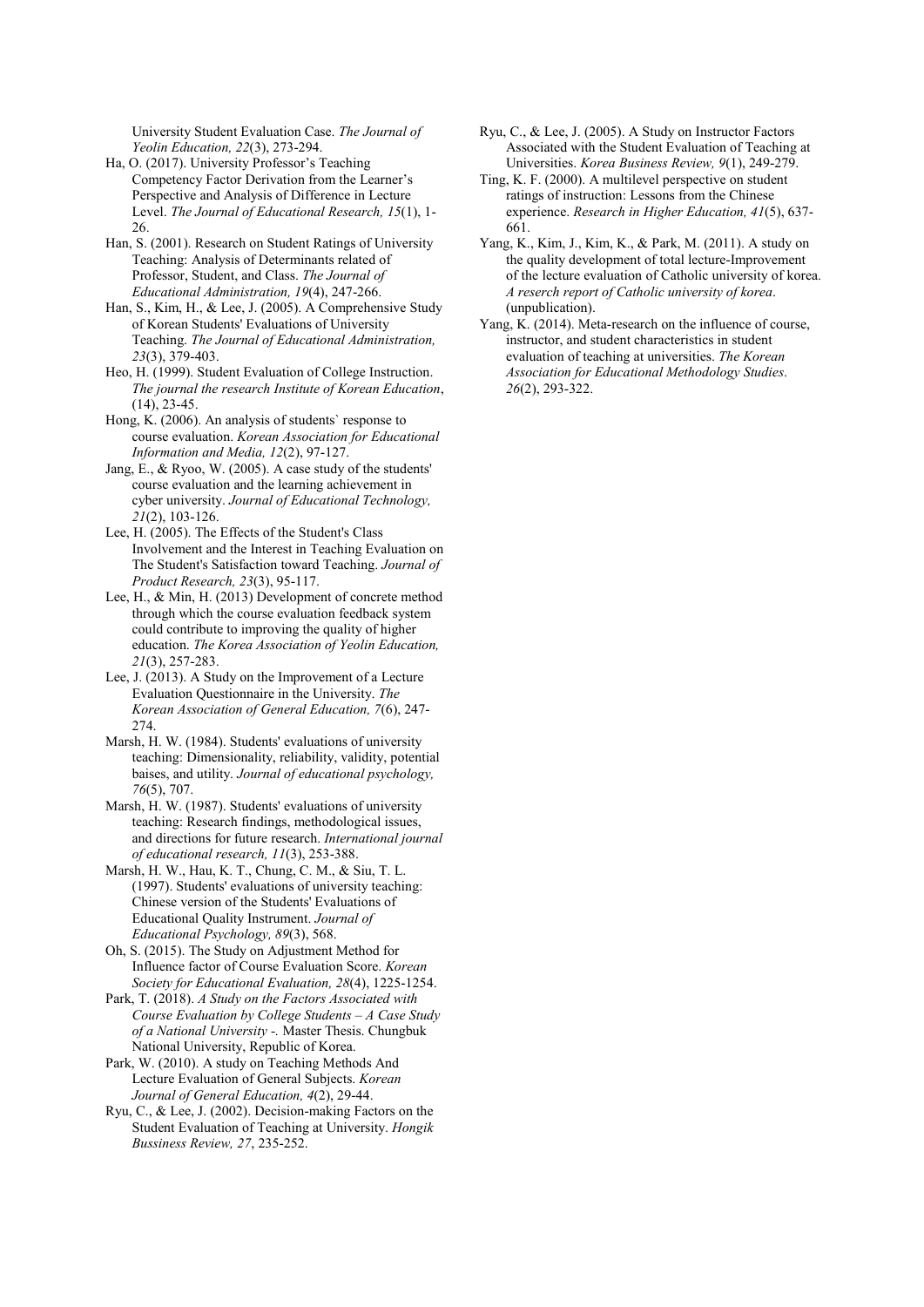University Student Evaluation Case. *The Journal of Yeolin Education, 22*(3), 273-294.

Ha, O. (2017). University Professor's Teaching Competency Factor Derivation from the Learner's Perspective and Analysis of Difference in Lecture Level. *The Journal of Educational Research, 15*(1), 1-26.

Han, S. (2001). Research on Student Ratings of University Teaching: Analysis of Determinants related of Professor, Student, and Class. *The Journal of Educational Administration, 19*(4), 247-266.

Han, S., Kim, H., & Lee, J. (2005). A Comprehensive Study of Korean Students' Evaluations of University Teaching. *The Journal of Educational Administration, 23*(3), 379-403.

Heo, H. (1999). Student Evaluation of College Instruction. *The journal the research Institute of Korean Education*, (14), 23-45.

Hong, K. (2006). An analysis of students` response to course evaluation. *Korean Association for Educational Information and Media, 12*(2), 97-127.

Jang, E., & Ryoo, W. (2005). A case study of the students' course evaluation and the learning achievement in cyber university. *Journal of Educational Technology, 21*(2), 103-126.

Lee, H. (2005). The Effects of the Student's Class Involvement and the Interest in Teaching Evaluation on The Student's Satisfaction toward Teaching. *Journal of Product Research, 23*(3), 95-117.

Lee, H., & Min, H. (2013) Development of concrete method through which the course evaluation feedback system could contribute to improving the quality of higher education. *The Korea Association of Yeolin Education, 21*(3), 257-283.

Lee, J. (2013). A Study on the Improvement of a Lecture Evaluation Questionnaire in the University. *The Korean Association of General Education, 7*(6), 247-274.

Marsh, H. W. (1984). Students' evaluations of university teaching: Dimensionality, reliability, validity, potential baises, and utility. *Journal of educational psychology, 76*(5), 707.

Marsh, H. W. (1987). Students' evaluations of university teaching: Research findings, methodological issues, and directions for future research. *International journal of educational research, 11*(3), 253-388.

Marsh, H. W., Hau, K. T., Chung, C. M., & Siu, T. L. (1997). Students' evaluations of university teaching: Chinese version of the Students' Evaluations of Educational Quality Instrument. *Journal of Educational Psychology, 89*(3), 568.

Oh, S. (2015). The Study on Adjustment Method for Influence factor of Course Evaluation Score. *Korean Society for Educational Evaluation, 28*(4), 1225-1254.

Park, T. (2018). *A Study on the Factors Associated with Course Evaluation by College Students – A Case Study of a National University -.* Master Thesis. Chungbuk National University, Republic of Korea.

Park, W. (2010). A study on Teaching Methods And Lecture Evaluation of General Subjects. *Korean Journal of General Education, 4*(2), 29-44.

Ryu, C., & Lee, J. (2002). Decision-making Factors on the Student Evaluation of Teaching at University. *Hongik Bussiness Review, 27*, 235-252.

Ryu, C., & Lee, J. (2005). A Study on Instructor Factors Associated with the Student Evaluation of Teaching at Universities. *Korea Business Review, 9*(1), 249-279.

Ting, K. F. (2000). A multilevel perspective on student ratings of instruction: Lessons from the Chinese experience. *Research in Higher Education, 41*(5), 637-661.

Yang, K., Kim, J., Kim, K., & Park, M. (2011). A study on the quality development of total lecture-Improvement of the lecture evaluation of Catholic university of korea. *A reserch report of Catholic university of korea*. (unpublication).

Yang, K. (2014). Meta-research on the influence of course, instructor, and student characteristics in student evaluation of teaching at universities. *The Korean Association for Educational Methodology Studies*. *26*(2), 293-322.